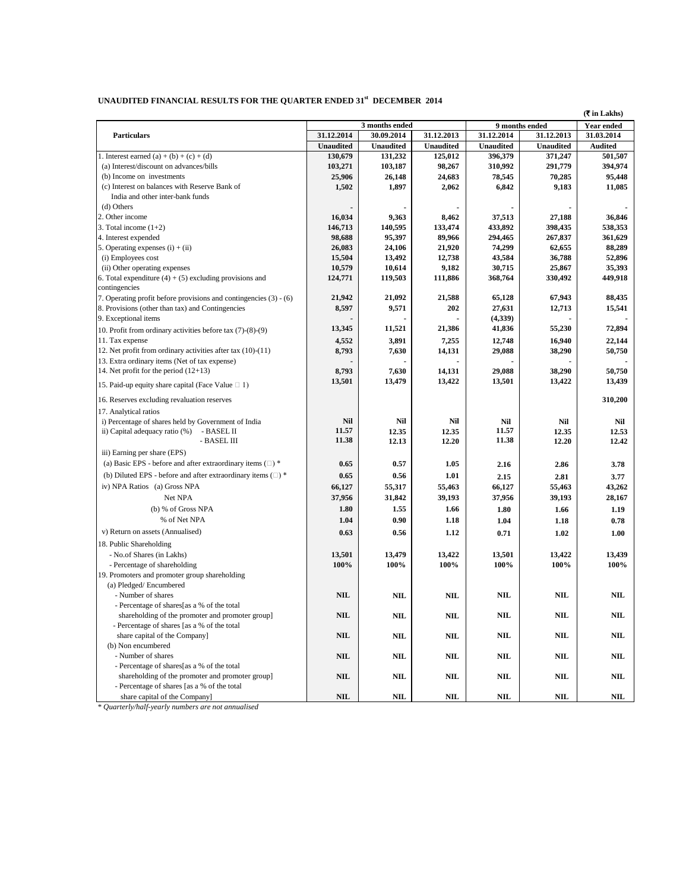## UNAUDITED FINANCIAL RESULTS FOR THE QUARTER ENDED 31st DECEMBER 2014

(₹ in Lakhs)

| Particulars | 3 months ended | | | 9 months ended | | Year ended |
|---|---|---|---|---|---|---|
| | 31.12.2014 | 30.09.2014 | 31.12.2013 | 31.12.2014 | 31.12.2013 | 31.03.2014 |
| | Unaudited | Unaudited | Unaudited | Unaudited | Unaudited | Audited |
| 1. Interest earned (a) + (b) + (c) + (d) | 130,679 | 131,232 | 125,012 | 396,379 | 371,247 | 501,507 |
| (a) Interest/discount on advances/bills | 103,271 | 103,187 | 98,267 | 310,992 | 291,779 | 394,974 |
| (b) Income on investments | 25,906 | 26,148 | 24,683 | 78,545 | 70,285 | 95,448 |
| (c) Interest on balances with Reserve Bank of India and other inter-bank funds | 1,502 | 1,897 | 2,062 | 6,842 | 9,183 | 11,085 |
| (d) Others | - | - | - | - | - | - |
| 2. Other income | 16,034 | 9,363 | 8,462 | 37,513 | 27,188 | 36,846 |
| 3. Total income (1+2) | 146,713 | 140,595 | 133,474 | 433,892 | 398,435 | 538,353 |
| 4. Interest expended | 98,688 | 95,397 | 89,966 | 294,465 | 267,837 | 361,629 |
| 5. Operating expenses (i) + (ii) | 26,083 | 24,106 | 21,920 | 74,299 | 62,655 | 88,289 |
| (i) Employees cost | 15,504 | 13,492 | 12,738 | 43,584 | 36,788 | 52,896 |
| (ii) Other operating expenses | 10,579 | 10,614 | 9,182 | 30,715 | 25,867 | 35,393 |
| 6. Total expenditure (4) + (5) excluding provisions and contingencies | 124,771 | 119,503 | 111,886 | 368,764 | 330,492 | 449,918 |
| 7. Operating profit before provisions and contingencies (3) - (6) | 21,942 | 21,092 | 21,588 | 65,128 | 67,943 | 88,435 |
| 8. Provisions (other than tax) and Contingencies | 8,597 | 9,571 | 202 | 27,631 | 12,713 | 15,541 |
| 9. Exceptional items | - | - | - | (4,339) | - | - |
| 10. Profit from ordinary activities before tax (7)-(8)-(9) | 13,345 | 11,521 | 21,386 | 41,836 | 55,230 | 72,894 |
| 11. Tax expense | 4,552 | 3,891 | 7,255 | 12,748 | 16,940 | 22,144 |
| 12. Net profit from ordinary activities after tax (10)-(11) | 8,793 | 7,630 | 14,131 | 29,088 | 38,290 | 50,750 |
| 13. Extra ordinary items (Net of tax expense) | - | - | - | - | - | - |
| 14. Net profit for the period (12+13) | 8,793 | 7,630 | 14,131 | 29,088 | 38,290 | 50,750 |
| 15. Paid-up equity share capital (Face Value ₹ 1) | 13,501 | 13,479 | 13,422 | 13,501 | 13,422 | 13,439 |
| 16. Reserves excluding revaluation reserves | | | | | | 310,200 |
| 17. Analytical ratios | | | | | | |
| i) Percentage of shares held by Government of India | Nil | Nil | Nil | Nil | Nil | Nil |
| ii) Capital adequacy ratio (%) - BASEL II | 11.57 | 12.35 | 12.35 | 11.57 | 12.35 | 12.53 |
| - BASEL III | 11.38 | 12.13 | 12.20 | 11.38 | 12.20 | 12.42 |
| iii) Earning per share (EPS) | | | | | | |
| (a) Basic EPS - before and after extraordinary items (₹) * | 0.65 | 0.57 | 1.05 | 2.16 | 2.86 | 3.78 |
| (b) Diluted EPS - before and after extraordinary items (₹) * | 0.65 | 0.56 | 1.01 | 2.15 | 2.81 | 3.77 |
| iv) NPA Ratios (a) Gross NPA | 66,127 | 55,317 | 55,463 | 66,127 | 55,463 | 43,262 |
| Net NPA | 37,956 | 31,842 | 39,193 | 37,956 | 39,193 | 28,167 |
| (b) % of Gross NPA | 1.80 | 1.55 | 1.66 | 1.80 | 1.66 | 1.19 |
| % of Net NPA | 1.04 | 0.90 | 1.18 | 1.04 | 1.18 | 0.78 |
| v) Return on assets (Annualised) | 0.63 | 0.56 | 1.12 | 0.71 | 1.02 | 1.00 |
| 18. Public Shareholding | | | | | | |
| - No.of Shares (in Lakhs) | 13,501 | 13,479 | 13,422 | 13,501 | 13,422 | 13,439 |
| - Percentage of shareholding | 100% | 100% | 100% | 100% | 100% | 100% |
| 19. Promoters and promoter group shareholding | | | | | | |
| (a) Pledged/ Encumbered | | | | | | |
| - Number of shares | NIL | NIL | NIL | NIL | NIL | NIL |
| - Percentage of shares[as a % of the total shareholding of the promoter and promoter group] | NIL | NIL | NIL | NIL | NIL | NIL |
| - Percentage of shares [as a % of the total share capital of the Company] | NIL | NIL | NIL | NIL | NIL | NIL |
| (b) Non encumbered | | | | | | |
| - Number of shares | NIL | NIL | NIL | NIL | NIL | NIL |
| - Percentage of shares[as a % of the total shareholding of the promoter and promoter group] | NIL | NIL | NIL | NIL | NIL | NIL |
| - Percentage of shares [as a % of the total share capital of the Company] | NIL | NIL | NIL | NIL | NIL | NIL |

*\* Quarterly/half-yearly numbers are not annualised*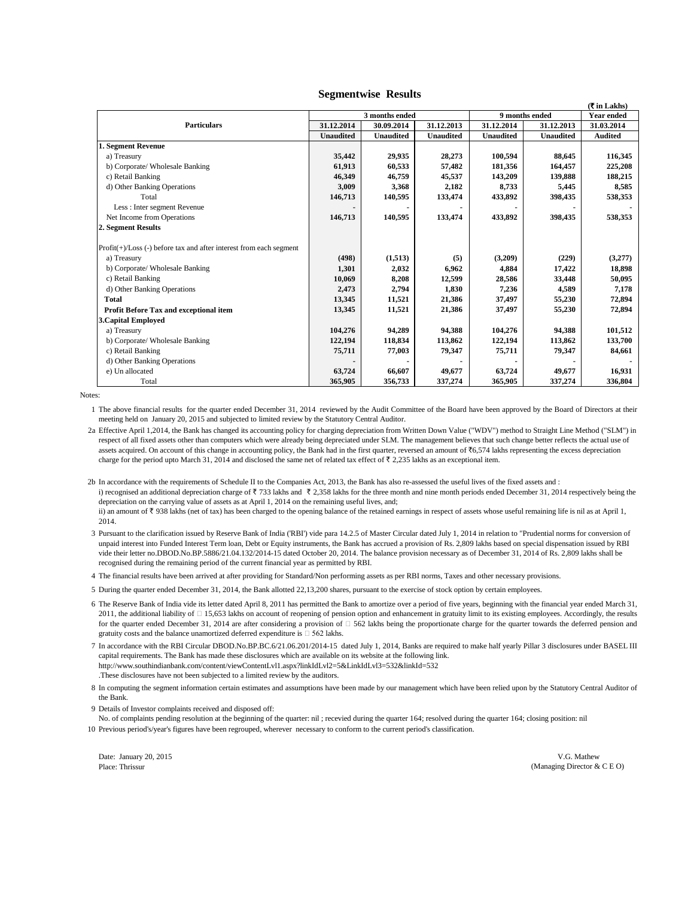## Segmentwise Results

(₹ in Lakhs)

| Particulars | 3 months ended | | | 9 months ended | | Year ended |
|---|---|---|---|---|---|---|
| | 31.12.2014 | 30.09.2014 | 31.12.2013 | 31.12.2014 | 31.12.2013 | 31.03.2014 |
| | Unaudited | Unaudited | Unaudited | Unaudited | Unaudited | Audited |
| **1. Segment Revenue** | | | | | | |
| a) Treasury | **35,442** | **29,935** | **28,273** | **100,594** | **88,645** | **116,345** |
| b) Corporate/ Wholesale Banking | **61,913** | **60,533** | **57,482** | **181,356** | **164,457** | **225,208** |
| c) Retail Banking | **46,349** | **46,759** | **45,537** | **143,209** | **139,888** | **188,215** |
| d) Other Banking Operations | **3,009** | **3,368** | **2,182** | **8,733** | **5,445** | **8,585** |
| Total | **146,713** | **140,595** | **133,474** | **433,892** | **398,435** | **538,353** |
| Less : Inter segment Revenue | **-** | **-** | **-** | **-** | **-** | **-** |
| Net Income from Operations | **146,713** | **140,595** | **133,474** | **433,892** | **398,435** | **538,353** |
| **2. Segment Results** | | | | | | |
| Profit(+)/Loss (-) before tax and after interest from each segment | | | | | | |
| a) Treasury | **(498)** | **(1,513)** | **(5)** | **(3,209)** | **(229)** | **(3,277)** |
| b) Corporate/ Wholesale Banking | **1,301** | **2,032** | **6,962** | **4,884** | **17,422** | **18,898** |
| c) Retail Banking | **10,069** | **8,208** | **12,599** | **28,586** | **33,448** | **50,095** |
| d) Other Banking Operations | **2,473** | **2,794** | **1,830** | **7,236** | **4,589** | **7,178** |
| **Total** | **13,345** | **11,521** | **21,386** | **37,497** | **55,230** | **72,894** |
| **Profit Before Tax and exceptional item** | **13,345** | **11,521** | **21,386** | **37,497** | **55,230** | **72,894** |
| **3.Capital Employed** | | | | | | |
| a) Treasury | **104,276** | **94,289** | **94,388** | **104,276** | **94,388** | **101,512** |
| b) Corporate/ Wholesale Banking | **122,194** | **118,834** | **113,862** | **122,194** | **113,862** | **133,700** |
| c) Retail Banking | **75,711** | **77,003** | **79,347** | **75,711** | **79,347** | **84,661** |
| d) Other Banking Operations | **-** | **-** | **-** | **-** | **-** | **-** |
| e) Un allocated | **63,724** | **66,607** | **49,677** | **63,724** | **49,677** | **16,931** |
| Total | **365,905** | **356,733** | **337,274** | **365,905** | **337,274** | **336,804** |

Notes:

1 The above financial results for the quarter ended December 31, 2014 reviewed by the Audit Committee of the Board have been approved by the Board of Directors at their meeting held on January 20, 2015 and subjected to limited review by the Statutory Central Auditor.

2a Effective April 1,2014, the Bank has changed its accounting policy for charging depreciation from Written Down Value ("WDV") method to Straight Line Method ("SLM") in respect of all fixed assets other than computers which were already being depreciated under SLM. The management believes that such change better reflects the actual use of assets acquired. On account of this change in accounting policy, the Bank had in the first quarter, reversed an amount of ₹6,574 lakhs representing the excess depreciation charge for the period upto March 31, 2014 and disclosed the same net of related tax effect of ₹ 2,235 lakhs as an exceptional item.

2b In accordance with the requirements of Schedule II to the Companies Act, 2013, the Bank has also re-assessed the useful lives of the fixed assets and :
i) recognised an additional depreciation charge of ₹ 733 lakhs and ₹ 2,358 lakhs for the three month and nine month periods ended December 31, 2014 respectively being the depreciation on the carrying value of assets as at April 1, 2014 on the remaining useful lives, and;
ii) an amount of ₹ 938 lakhs (net of tax) has been charged to the opening balance of the retained earnings in respect of assets whose useful remaining life is nil as at April 1, 2014.

3 Pursuant to the clarification issued by Reserve Bank of India ('RBI') vide para 14.2.5 of Master Circular dated July 1, 2014 in relation to "Prudential norms for conversion of unpaid interest into Funded Interest Term loan, Debt or Equity instruments, the Bank has accrued a provision of Rs. 2,809 lakhs based on special dispensation issued by RBI vide their letter no.DBOD.No.BP.5886/21.04.132/2014-15 dated October 20, 2014. The balance provision necessary as of December 31, 2014 of Rs. 2,809 lakhs shall be recognised during the remaining period of the current financial year as permitted by RBI.

4 The financial results have been arrived at after providing for Standard/Non performing assets as per RBI norms, Taxes and other necessary provisions.

5 During the quarter ended December 31, 2014, the Bank allotted 22,13,200 shares, pursuant to the exercise of stock option by certain employees.

6 The Reserve Bank of India vide its letter dated April 8, 2011 has permitted the Bank to amortize over a period of five years, beginning with the financial year ended March 31, 2011, the additional liability of  15,653 lakhs on account of reopening of pension option and enhancement in gratuity limit to its existing employees. Accordingly, the results for the quarter ended December 31, 2014 are after considering a provision of  562 lakhs being the proportionate charge for the quarter towards the deferred pension and gratuity costs and the balance unamortized deferred expenditure is  562 lakhs.

7 In accordance with the RBI Circular DBOD.No.BP.BC.6/21.06.201/2014-15 dated July 1, 2014, Banks are required to make half yearly Pillar 3 disclosures under BASEL III capital requirements. The Bank has made these disclosures which are available on its website at the following link.
http://www.southindianbank.com/content/viewContentLvl1.aspx?linkIdLvl2=5&LinkIdLvl3=532&linkId=532
.These disclosures have not been subjected to a limited review by the auditors.

8 In computing the segment information certain estimates and assumptions have been made by our management which have been relied upon by the Statutory Central Auditor of the Bank.

9 Details of Investor complaints received and disposed off:
No. of complaints pending resolution at the beginning of the quarter: nil ; recevied during the quarter 164; resolved during the quarter 164; closing position: nil

10 Previous period's/year's figures have been regrouped, wherever necessary to conform to the current period's classification.

Date: January 20, 2015
Place: Thrissur

V.G. Mathew
(Managing Director & C E O)